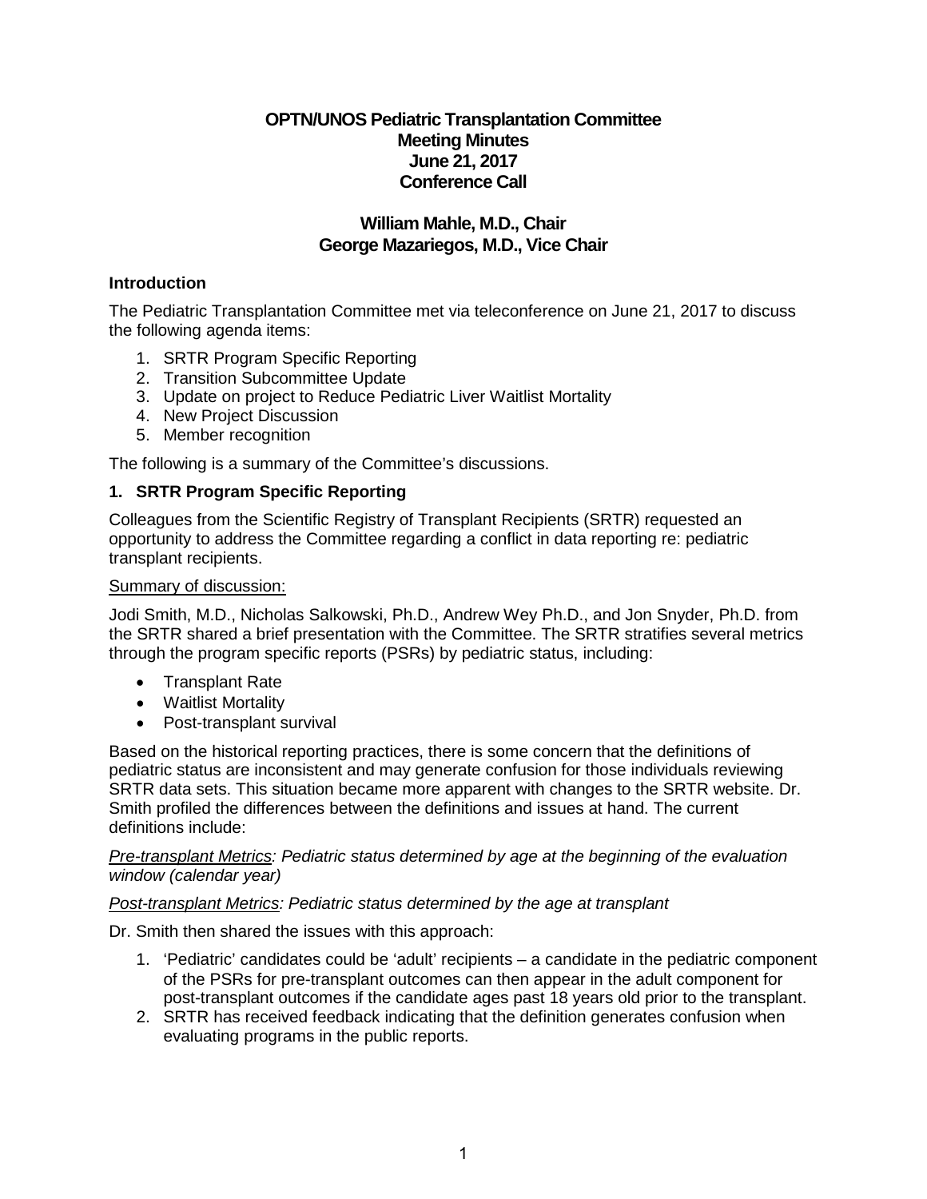# OPTN/UNOS Pediatric Transplantation Committee
# Meeting Minutes
# June 21, 2017
# Conference Call

## William Mahle, M.D., Chair
## George Mazariegos, M.D., Vice Chair

### Introduction

The Pediatric Transplantation Committee met via teleconference on June 21, 2017 to discuss the following agenda items:

1. SRTR Program Specific Reporting
2. Transition Subcommittee Update
3. Update on project to Reduce Pediatric Liver Waitlist Mortality
4. New Project Discussion
5. Member recognition

The following is a summary of the Committee's discussions.

### 1. SRTR Program Specific Reporting

Colleagues from the Scientific Registry of Transplant Recipients (SRTR) requested an opportunity to address the Committee regarding a conflict in data reporting re: pediatric transplant recipients.

Summary of discussion:

Jodi Smith, M.D., Nicholas Salkowski, Ph.D., Andrew Wey Ph.D., and Jon Snyder, Ph.D. from the SRTR shared a brief presentation with the Committee. The SRTR stratifies several metrics through the program specific reports (PSRs) by pediatric status, including:

- Transplant Rate
- Waitlist Mortality
- Post-transplant survival

Based on the historical reporting practices, there is some concern that the definitions of pediatric status are inconsistent and may generate confusion for those individuals reviewing SRTR data sets. This situation became more apparent with changes to the SRTR website. Dr. Smith profiled the differences between the definitions and issues at hand. The current definitions include:

*Pre-transplant Metrics: Pediatric status determined by age at the beginning of the evaluation window (calendar year)*

*Post-transplant Metrics: Pediatric status determined by the age at transplant*

Dr. Smith then shared the issues with this approach:

1. 'Pediatric' candidates could be 'adult' recipients – a candidate in the pediatric component of the PSRs for pre-transplant outcomes can then appear in the adult component for post-transplant outcomes if the candidate ages past 18 years old prior to the transplant.
2. SRTR has received feedback indicating that the definition generates confusion when evaluating programs in the public reports.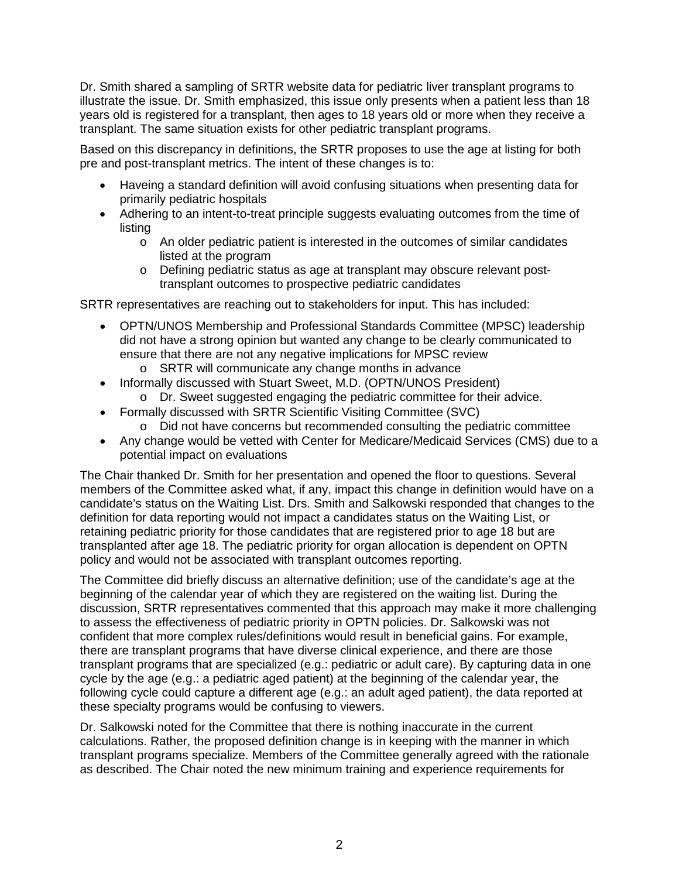Dr. Smith shared a sampling of SRTR website data for pediatric liver transplant programs to illustrate the issue. Dr. Smith emphasized, this issue only presents when a patient less than 18 years old is registered for a transplant, then ages to 18 years old or more when they receive a transplant. The same situation exists for other pediatric transplant programs.

Based on this discrepancy in definitions, the SRTR proposes to use the age at listing for both pre and post-transplant metrics. The intent of these changes is to:

- Haveing a standard definition will avoid confusing situations when presenting data for primarily pediatric hospitals
- Adhering to an intent-to-treat principle suggests evaluating outcomes from the time of listing
    - An older pediatric patient is interested in the outcomes of similar candidates listed at the program
    - Defining pediatric status as age at transplant may obscure relevant post-transplant outcomes to prospective pediatric candidates

SRTR representatives are reaching out to stakeholders for input. This has included:

- OPTN/UNOS Membership and Professional Standards Committee (MPSC) leadership did not have a strong opinion but wanted any change to be clearly communicated to ensure that there are not any negative implications for MPSC review
    - SRTR will communicate any change months in advance
- Informally discussed with Stuart Sweet, M.D. (OPTN/UNOS President)
    - Dr. Sweet suggested engaging the pediatric committee for their advice.
- Formally discussed with SRTR Scientific Visiting Committee (SVC)
    - Did not have concerns but recommended consulting the pediatric committee
- Any change would be vetted with Center for Medicare/Medicaid Services (CMS) due to a potential impact on evaluations

The Chair thanked Dr. Smith for her presentation and opened the floor to questions. Several members of the Committee asked what, if any, impact this change in definition would have on a candidate's status on the Waiting List. Drs. Smith and Salkowski responded that changes to the definition for data reporting would not impact a candidates status on the Waiting List, or retaining pediatric priority for those candidates that are registered prior to age 18 but are transplanted after age 18. The pediatric priority for organ allocation is dependent on OPTN policy and would not be associated with transplant outcomes reporting.

The Committee did briefly discuss an alternative definition; use of the candidate's age at the beginning of the calendar year of which they are registered on the waiting list. During the discussion, SRTR representatives commented that this approach may make it more challenging to assess the effectiveness of pediatric priority in OPTN policies. Dr. Salkowski was not confident that more complex rules/definitions would result in beneficial gains. For example, there are transplant programs that have diverse clinical experience, and there are those transplant programs that are specialized (e.g.: pediatric or adult care). By capturing data in one cycle by the age (e.g.: a pediatric aged patient) at the beginning of the calendar year, the following cycle could capture a different age (e.g.: an adult aged patient), the data reported at these specialty programs would be confusing to viewers.

Dr. Salkowski noted for the Committee that there is nothing inaccurate in the current calculations. Rather, the proposed definition change is in keeping with the manner in which transplant programs specialize. Members of the Committee generally agreed with the rationale as described. The Chair noted the new minimum training and experience requirements for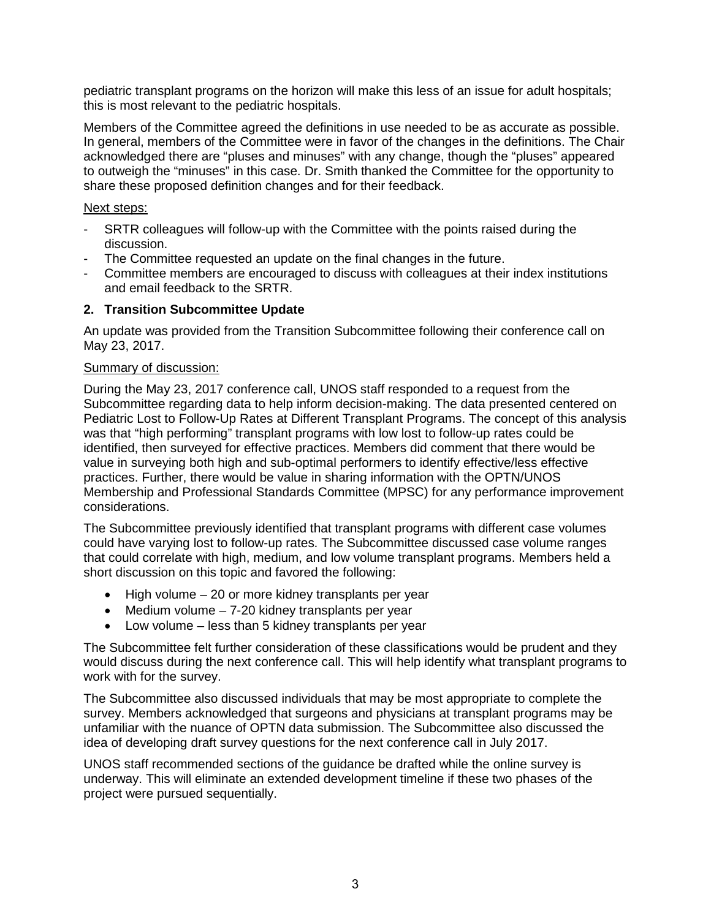pediatric transplant programs on the horizon will make this less of an issue for adult hospitals; this is most relevant to the pediatric hospitals.

Members of the Committee agreed the definitions in use needed to be as accurate as possible. In general, members of the Committee were in favor of the changes in the definitions. The Chair acknowledged there are "pluses and minuses" with any change, though the "pluses" appeared to outweigh the "minuses" in this case. Dr. Smith thanked the Committee for the opportunity to share these proposed definition changes and for their feedback.

Next steps:

- SRTR colleagues will follow-up with the Committee with the points raised during the discussion.
- The Committee requested an update on the final changes in the future.
- Committee members are encouraged to discuss with colleagues at their index institutions and email feedback to the SRTR.

### 2. Transition Subcommittee Update

An update was provided from the Transition Subcommittee following their conference call on May 23, 2017.

Summary of discussion:

During the May 23, 2017 conference call, UNOS staff responded to a request from the Subcommittee regarding data to help inform decision-making. The data presented centered on Pediatric Lost to Follow-Up Rates at Different Transplant Programs. The concept of this analysis was that "high performing" transplant programs with low lost to follow-up rates could be identified, then surveyed for effective practices. Members did comment that there would be value in surveying both high and sub-optimal performers to identify effective/less effective practices. Further, there would be value in sharing information with the OPTN/UNOS Membership and Professional Standards Committee (MPSC) for any performance improvement considerations.

The Subcommittee previously identified that transplant programs with different case volumes could have varying lost to follow-up rates. The Subcommittee discussed case volume ranges that could correlate with high, medium, and low volume transplant programs. Members held a short discussion on this topic and favored the following:

- High volume – 20 or more kidney transplants per year
- Medium volume – 7-20 kidney transplants per year
- Low volume – less than 5 kidney transplants per year

The Subcommittee felt further consideration of these classifications would be prudent and they would discuss during the next conference call. This will help identify what transplant programs to work with for the survey.

The Subcommittee also discussed individuals that may be most appropriate to complete the survey. Members acknowledged that surgeons and physicians at transplant programs may be unfamiliar with the nuance of OPTN data submission. The Subcommittee also discussed the idea of developing draft survey questions for the next conference call in July 2017.

UNOS staff recommended sections of the guidance be drafted while the online survey is underway. This will eliminate an extended development timeline if these two phases of the project were pursued sequentially.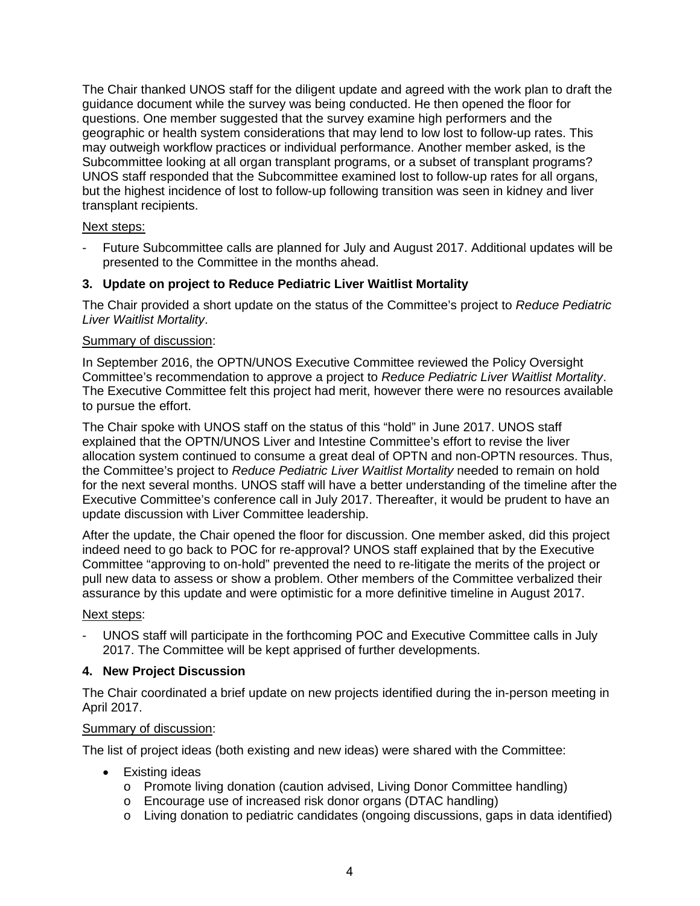The Chair thanked UNOS staff for the diligent update and agreed with the work plan to draft the guidance document while the survey was being conducted. He then opened the floor for questions. One member suggested that the survey examine high performers and the geographic or health system considerations that may lend to low lost to follow-up rates. This may outweigh workflow practices or individual performance. Another member asked, is the Subcommittee looking at all organ transplant programs, or a subset of transplant programs? UNOS staff responded that the Subcommittee examined lost to follow-up rates for all organs, but the highest incidence of lost to follow-up following transition was seen in kidney and liver transplant recipients.

Next steps:

- Future Subcommittee calls are planned for July and August 2017. Additional updates will be presented to the Committee in the months ahead.

### 3. Update on project to Reduce Pediatric Liver Waitlist Mortality

The Chair provided a short update on the status of the Committee's project to *Reduce Pediatric Liver Waitlist Mortality*.

Summary of discussion:

In September 2016, the OPTN/UNOS Executive Committee reviewed the Policy Oversight Committee's recommendation to approve a project to *Reduce Pediatric Liver Waitlist Mortality*. The Executive Committee felt this project had merit, however there were no resources available to pursue the effort.

The Chair spoke with UNOS staff on the status of this "hold" in June 2017. UNOS staff explained that the OPTN/UNOS Liver and Intestine Committee's effort to revise the liver allocation system continued to consume a great deal of OPTN and non-OPTN resources. Thus, the Committee's project to *Reduce Pediatric Liver Waitlist Mortality* needed to remain on hold for the next several months. UNOS staff will have a better understanding of the timeline after the Executive Committee's conference call in July 2017. Thereafter, it would be prudent to have an update discussion with Liver Committee leadership.

After the update, the Chair opened the floor for discussion. One member asked, did this project indeed need to go back to POC for re-approval? UNOS staff explained that by the Executive Committee "approving to on-hold" prevented the need to re-litigate the merits of the project or pull new data to assess or show a problem. Other members of the Committee verbalized their assurance by this update and were optimistic for a more definitive timeline in August 2017.

Next steps:

- UNOS staff will participate in the forthcoming POC and Executive Committee calls in July 2017. The Committee will be kept apprised of further developments.

### 4. New Project Discussion

The Chair coordinated a brief update on new projects identified during the in-person meeting in April 2017.

Summary of discussion:

The list of project ideas (both existing and new ideas) were shared with the Committee:

- Existing ideas
  - Promote living donation (caution advised, Living Donor Committee handling)
  - Encourage use of increased risk donor organs (DTAC handling)
  - Living donation to pediatric candidates (ongoing discussions, gaps in data identified)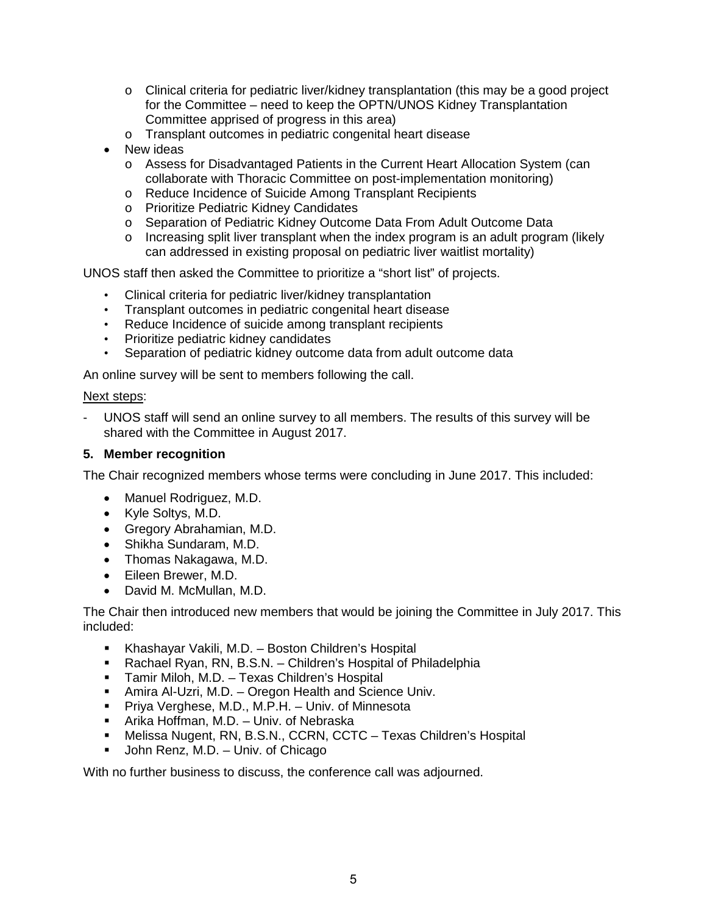- Clinical criteria for pediatric liver/kidney transplantation (this may be a good project for the Committee – need to keep the OPTN/UNOS Kidney Transplantation Committee apprised of progress in this area)
    - Transplant outcomes in pediatric congenital heart disease
- New ideas
    - Assess for Disadvantaged Patients in the Current Heart Allocation System (can collaborate with Thoracic Committee on post-implementation monitoring)
    - Reduce Incidence of Suicide Among Transplant Recipients
    - Prioritize Pediatric Kidney Candidates
    - Separation of Pediatric Kidney Outcome Data From Adult Outcome Data
    - Increasing split liver transplant when the index program is an adult program (likely can addressed in existing proposal on pediatric liver waitlist mortality)

UNOS staff then asked the Committee to prioritize a "short list" of projects.

- Clinical criteria for pediatric liver/kidney transplantation
- Transplant outcomes in pediatric congenital heart disease
- Reduce Incidence of suicide among transplant recipients
- Prioritize pediatric kidney candidates
- Separation of pediatric kidney outcome data from adult outcome data

An online survey will be sent to members following the call.

Next steps:

- UNOS staff will send an online survey to all members. The results of this survey will be shared with the Committee in August 2017.

**5. Member recognition**

The Chair recognized members whose terms were concluding in June 2017. This included:

- Manuel Rodriguez, M.D.
- Kyle Soltys, M.D.
- Gregory Abrahamian, M.D.
- Shikha Sundaram, M.D.
- Thomas Nakagawa, M.D.
- Eileen Brewer, M.D.
- David M. McMullan, M.D.

The Chair then introduced new members that would be joining the Committee in July 2017. This included:

- Khashayar Vakili, M.D. – Boston Children's Hospital
- Rachael Ryan, RN, B.S.N. – Children's Hospital of Philadelphia
- Tamir Miloh, M.D. – Texas Children's Hospital
- Amira Al-Uzri, M.D. – Oregon Health and Science Univ.
- Priya Verghese, M.D., M.P.H. – Univ. of Minnesota
- Arika Hoffman, M.D. – Univ. of Nebraska
- Melissa Nugent, RN, B.S.N., CCRN, CCTC – Texas Children's Hospital
- John Renz, M.D. – Univ. of Chicago

With no further business to discuss, the conference call was adjourned.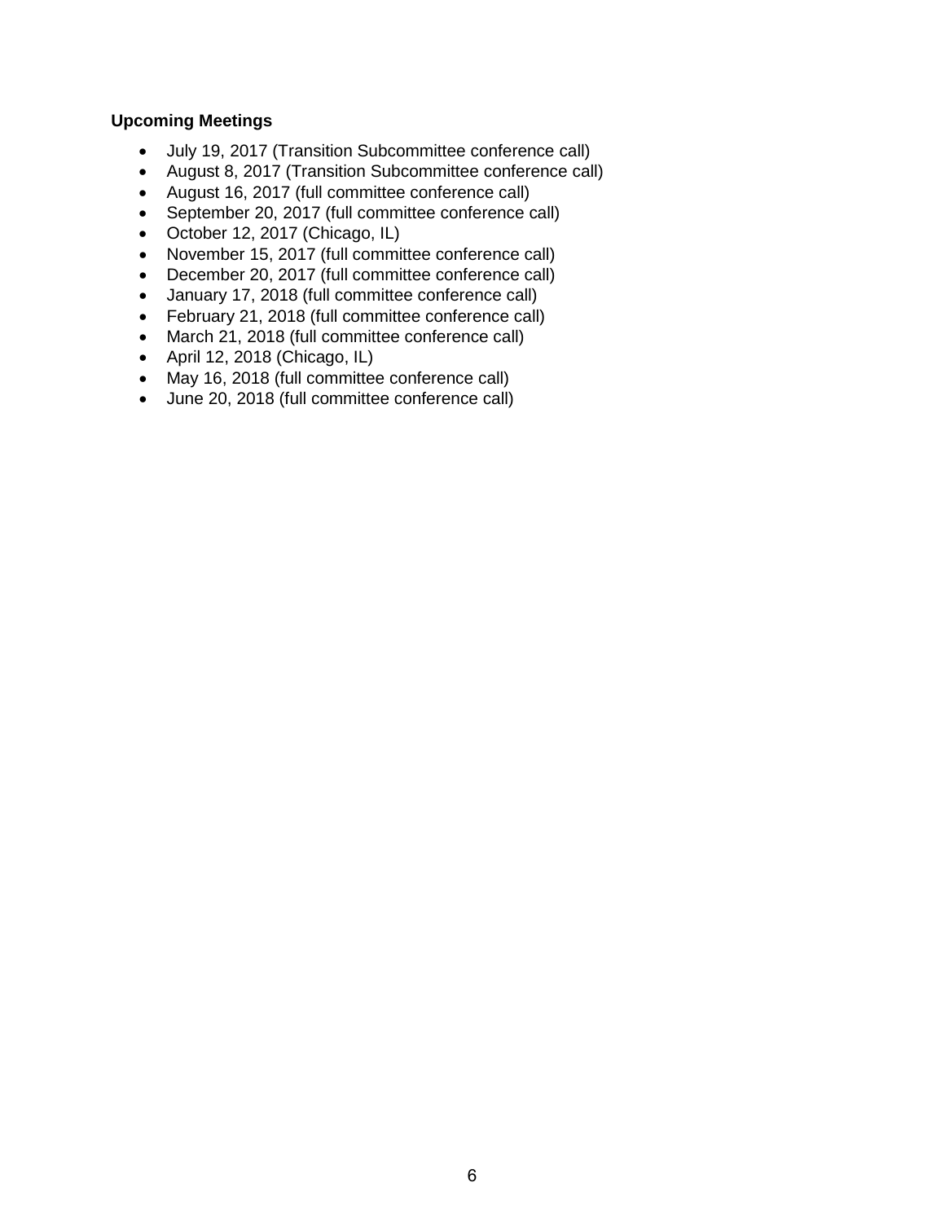**Upcoming Meetings**

- July 19, 2017 (Transition Subcommittee conference call)
- August 8, 2017 (Transition Subcommittee conference call)
- August 16, 2017 (full committee conference call)
- September 20, 2017 (full committee conference call)
- October 12, 2017 (Chicago, IL)
- November 15, 2017 (full committee conference call)
- December 20, 2017 (full committee conference call)
- January 17, 2018 (full committee conference call)
- February 21, 2018 (full committee conference call)
- March 21, 2018 (full committee conference call)
- April 12, 2018 (Chicago, IL)
- May 16, 2018 (full committee conference call)
- June 20, 2018 (full committee conference call)